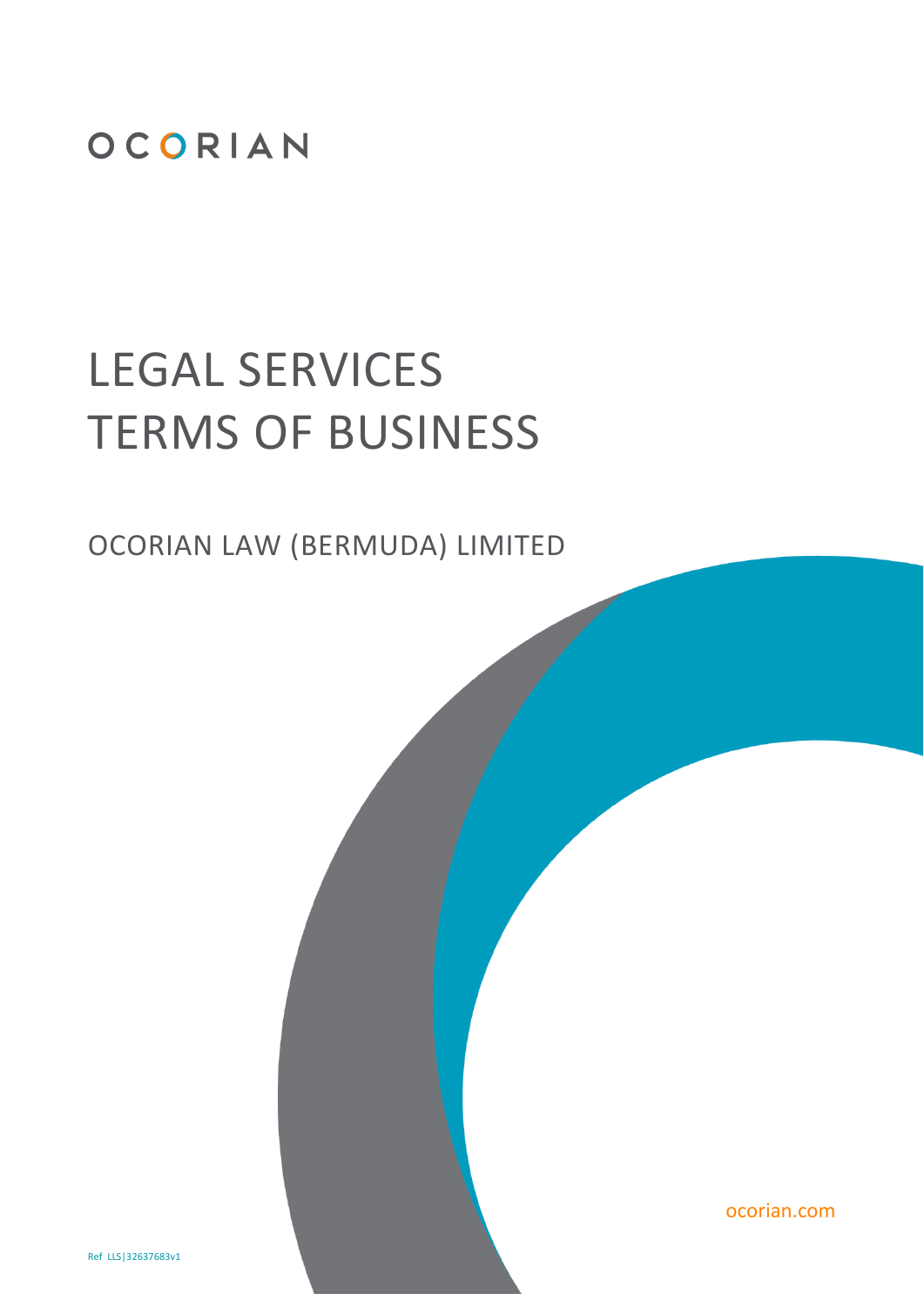OCORIAN

# LEGAL SERVICES TERMS OF BUSINESS

## OCORIAN LAW (BERMUDA) LIMITED

ocorian.com

Ref LLS|32637683v1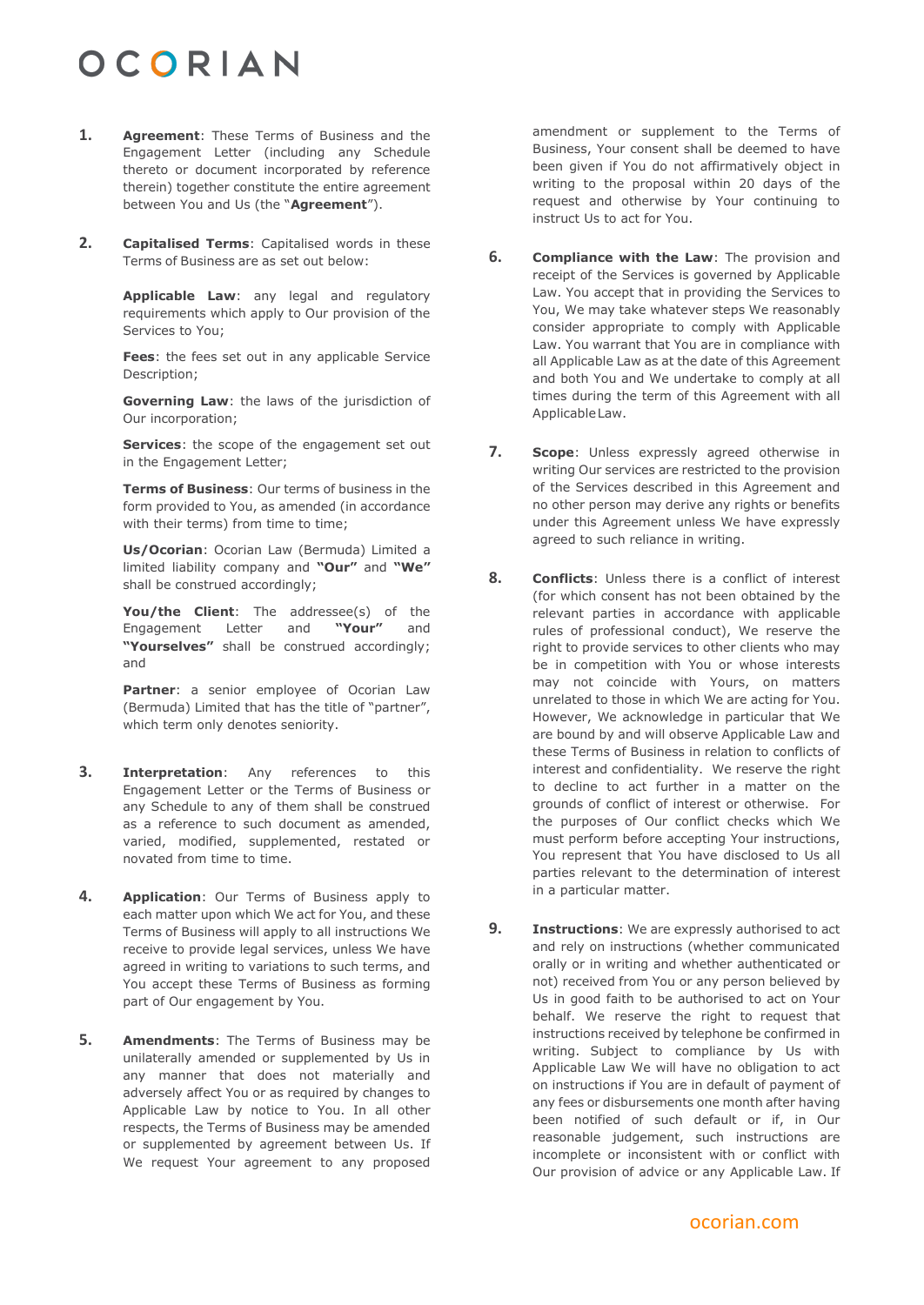1. **Agreement**: These Terms of Business and the Engagement Letter (including any Schedule thereto or document incorporated by reference therein) together constitute the entire agreement between You and Us (the "**Agreement**").

2. **Capitalised Terms**: Capitalised words in these Terms of Business are as set out below:

   **Applicable Law**: any legal and regulatory requirements which apply to Our provision of the Services to You;

   **Fees**: the fees set out in any applicable Service Description;

   **Governing Law**: the laws of the jurisdiction of Our incorporation;

   **Services**: the scope of the engagement set out in the Engagement Letter;

   **Terms of Business**: Our terms of business in the form provided to You, as amended (in accordance with their terms) from time to time;

   **Us/Ocorian**: Ocorian Law (Bermuda) Limited a limited liability company and **"Our"** and **"We"** shall be construed accordingly;

   **You/the Client**: The addressee(s) of the Engagement Letter and **"Your"** and **"Yourselves"** shall be construed accordingly; and

   **Partner**: a senior employee of Ocorian Law (Bermuda) Limited that has the title of "partner", which term only denotes seniority.

3. **Interpretation**: Any references to this Engagement Letter or the Terms of Business or any Schedule to any of them shall be construed as a reference to such document as amended, varied, modified, supplemented, restated or novated from time to time.

4. **Application**: Our Terms of Business apply to each matter upon which We act for You, and these Terms of Business will apply to all instructions We receive to provide legal services, unless We have agreed in writing to variations to such terms, and You accept these Terms of Business as forming part of Our engagement by You.

5. **Amendments**: The Terms of Business may be unilaterally amended or supplemented by Us in any manner that does not materially and adversely affect You or as required by changes to Applicable Law by notice to You. In all other respects, the Terms of Business may be amended or supplemented by agreement between Us. If We request Your agreement to any proposed amendment or supplement to the Terms of Business, Your consent shall be deemed to have been given if You do not affirmatively object in writing to the proposal within 20 days of the request and otherwise by Your continuing to instruct Us to act for You.

6. **Compliance with the Law**: The provision and receipt of the Services is governed by Applicable Law. You accept that in providing the Services to You, We may take whatever steps We reasonably consider appropriate to comply with Applicable Law. You warrant that You are in compliance with all Applicable Law as at the date of this Agreement and both You and We undertake to comply at all times during the term of this Agreement with all Applicable Law.

7. **Scope**: Unless expressly agreed otherwise in writing Our services are restricted to the provision of the Services described in this Agreement and no other person may derive any rights or benefits under this Agreement unless We have expressly agreed to such reliance in writing.

8. **Conflicts**: Unless there is a conflict of interest (for which consent has not been obtained by the relevant parties in accordance with applicable rules of professional conduct), We reserve the right to provide services to other clients who may be in competition with You or whose interests may not coincide with Yours, on matters unrelated to those in which We are acting for You. However, We acknowledge in particular that We are bound by and will observe Applicable Law and these Terms of Business in relation to conflicts of interest and confidentiality. We reserve the right to decline to act further in a matter on the grounds of conflict of interest or otherwise. For the purposes of Our conflict checks which We must perform before accepting Your instructions, You represent that You have disclosed to Us all parties relevant to the determination of interest in a particular matter.

9. **Instructions**: We are expressly authorised to act and rely on instructions (whether communicated orally or in writing and whether authenticated or not) received from You or any person believed by Us in good faith to be authorised to act on Your behalf. We reserve the right to request that instructions received by telephone be confirmed in writing. Subject to compliance by Us with Applicable Law We will have no obligation to act on instructions if You are in default of payment of any fees or disbursements one month after having been notified of such default or if, in Our reasonable judgement, such instructions are incomplete or inconsistent with or conflict with Our provision of advice or any Applicable Law. If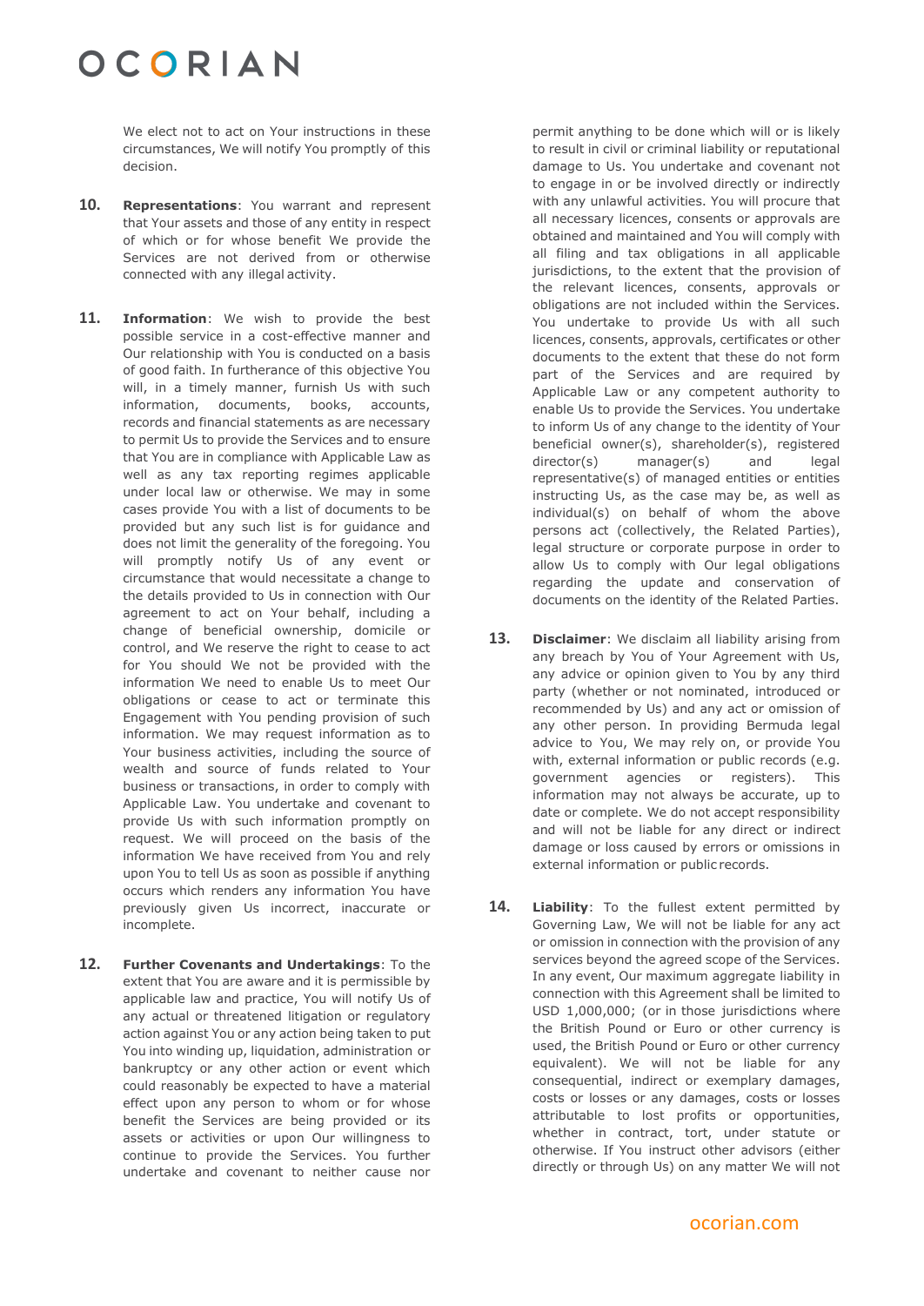We elect not to act on Your instructions in these circumstances, We will notify You promptly of this decision.

10. **Representations**: You warrant and represent that Your assets and those of any entity in respect of which or for whose benefit We provide the Services are not derived from or otherwise connected with any illegal activity.

11. **Information**: We wish to provide the best possible service in a cost-effective manner and Our relationship with You is conducted on a basis of good faith. In furtherance of this objective You will, in a timely manner, furnish Us with such information, documents, books, accounts, records and financial statements as are necessary to permit Us to provide the Services and to ensure that You are in compliance with Applicable Law as well as any tax reporting regimes applicable under local law or otherwise. We may in some cases provide You with a list of documents to be provided but any such list is for guidance and does not limit the generality of the foregoing. You will promptly notify Us of any event or circumstance that would necessitate a change to the details provided to Us in connection with Our agreement to act on Your behalf, including a change of beneficial ownership, domicile or control, and We reserve the right to cease to act for You should We not be provided with the information We need to enable Us to meet Our obligations or cease to act or terminate this Engagement with You pending provision of such information. We may request information as to Your business activities, including the source of wealth and source of funds related to Your business or transactions, in order to comply with Applicable Law. You undertake and covenant to provide Us with such information promptly on request. We will proceed on the basis of the information We have received from You and rely upon You to tell Us as soon as possible if anything occurs which renders any information You have previously given Us incorrect, inaccurate or incomplete.

12. **Further Covenants and Undertakings**: To the extent that You are aware and it is permissible by applicable law and practice, You will notify Us of any actual or threatened litigation or regulatory action against You or any action being taken to put You into winding up, liquidation, administration or bankruptcy or any other action or event which could reasonably be expected to have a material effect upon any person to whom or for whose benefit the Services are being provided or its assets or activities or upon Our willingness to continue to provide the Services. You further undertake and covenant to neither cause nor permit anything to be done which will or is likely to result in civil or criminal liability or reputational damage to Us. You undertake and covenant not to engage in or be involved directly or indirectly with any unlawful activities. You will procure that all necessary licences, consents or approvals are obtained and maintained and You will comply with all filing and tax obligations in all applicable jurisdictions, to the extent that the provision of the relevant licences, consents, approvals or obligations are not included within the Services. You undertake to provide Us with all such licences, consents, approvals, certificates or other documents to the extent that these do not form part of the Services and are required by Applicable Law or any competent authority to enable Us to provide the Services. You undertake to inform Us of any change to the identity of Your beneficial owner(s), shareholder(s), registered director(s) manager(s) and legal representative(s) of managed entities or entities instructing Us, as the case may be, as well as individual(s) on behalf of whom the above persons act (collectively, the Related Parties), legal structure or corporate purpose in order to allow Us to comply with Our legal obligations regarding the update and conservation of documents on the identity of the Related Parties.

13. **Disclaimer**: We disclaim all liability arising from any breach by You of Your Agreement with Us, any advice or opinion given to You by any third party (whether or not nominated, introduced or recommended by Us) and any act or omission of any other person. In providing Bermuda legal advice to You, We may rely on, or provide You with, external information or public records (e.g. government agencies or registers). This information may not always be accurate, up to date or complete. We do not accept responsibility and will not be liable for any direct or indirect damage or loss caused by errors or omissions in external information or public records.

14. **Liability**: To the fullest extent permitted by Governing Law, We will not be liable for any act or omission in connection with the provision of any services beyond the agreed scope of the Services. In any event, Our maximum aggregate liability in connection with this Agreement shall be limited to USD 1,000,000; (or in those jurisdictions where the British Pound or Euro or other currency is used, the British Pound or Euro or other currency equivalent). We will not be liable for any consequential, indirect or exemplary damages, costs or losses or any damages, costs or losses attributable to lost profits or opportunities, whether in contract, tort, under statute or otherwise. If You instruct other advisors (either directly or through Us) on any matter We will not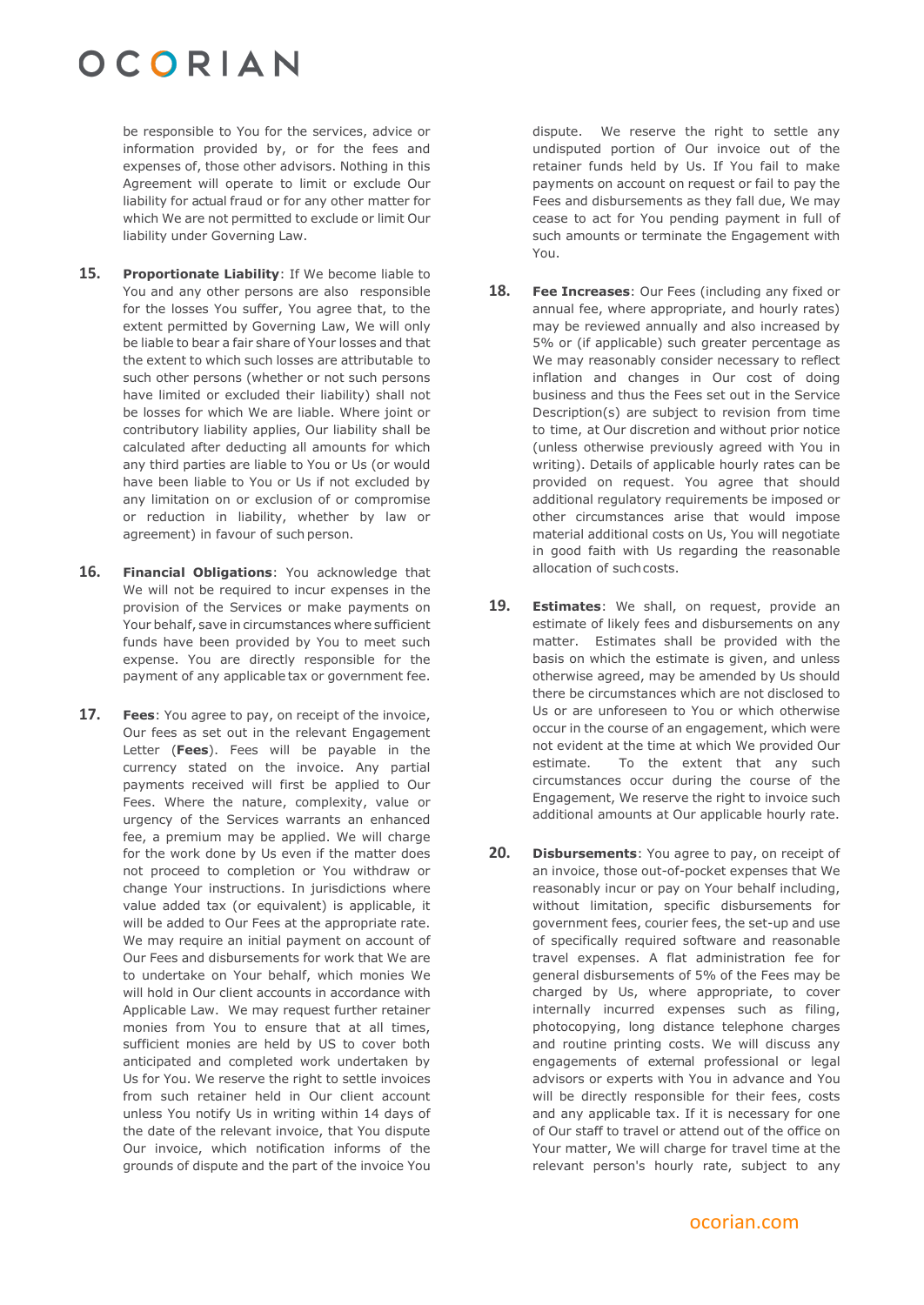be responsible to You for the services, advice or information provided by, or for the fees and expenses of, those other advisors. Nothing in this Agreement will operate to limit or exclude Our liability for actual fraud or for any other matter for which We are not permitted to exclude or limit Our liability under Governing Law.

**15. Proportionate Liability**: If We become liable to You and any other persons are also responsible for the losses You suffer, You agree that, to the extent permitted by Governing Law, We will only be liable to bear a fair share of Your losses and that the extent to which such losses are attributable to such other persons (whether or not such persons have limited or excluded their liability) shall not be losses for which We are liable. Where joint or contributory liability applies, Our liability shall be calculated after deducting all amounts for which any third parties are liable to You or Us (or would have been liable to You or Us if not excluded by any limitation on or exclusion of or compromise or reduction in liability, whether by law or agreement) in favour of such person.

**16. Financial Obligations**: You acknowledge that We will not be required to incur expenses in the provision of the Services or make payments on Your behalf, save in circumstances where sufficient funds have been provided by You to meet such expense. You are directly responsible for the payment of any applicable tax or government fee.

**17. Fees**: You agree to pay, on receipt of the invoice, Our fees as set out in the relevant Engagement Letter (**Fees**). Fees will be payable in the currency stated on the invoice. Any partial payments received will first be applied to Our Fees. Where the nature, complexity, value or urgency of the Services warrants an enhanced fee, a premium may be applied. We will charge for the work done by Us even if the matter does not proceed to completion or You withdraw or change Your instructions. In jurisdictions where value added tax (or equivalent) is applicable, it will be added to Our Fees at the appropriate rate. We may require an initial payment on account of Our Fees and disbursements for work that We are to undertake on Your behalf, which monies We will hold in Our client accounts in accordance with Applicable Law. We may request further retainer monies from You to ensure that at all times, sufficient monies are held by US to cover both anticipated and completed work undertaken by Us for You. We reserve the right to settle invoices from such retainer held in Our client account unless You notify Us in writing within 14 days of the date of the relevant invoice, that You dispute Our invoice, which notification informs of the grounds of dispute and the part of the invoice You dispute. We reserve the right to settle any undisputed portion of Our invoice out of the retainer funds held by Us. If You fail to make payments on account on request or fail to pay the Fees and disbursements as they fall due, We may cease to act for You pending payment in full of such amounts or terminate the Engagement with You.

**18. Fee Increases**: Our Fees (including any fixed or annual fee, where appropriate, and hourly rates) may be reviewed annually and also increased by 5% or (if applicable) such greater percentage as We may reasonably consider necessary to reflect inflation and changes in Our cost of doing business and thus the Fees set out in the Service Description(s) are subject to revision from time to time, at Our discretion and without prior notice (unless otherwise previously agreed with You in writing). Details of applicable hourly rates can be provided on request. You agree that should additional regulatory requirements be imposed or other circumstances arise that would impose material additional costs on Us, You will negotiate in good faith with Us regarding the reasonable allocation of such costs.

**19. Estimates**: We shall, on request, provide an estimate of likely fees and disbursements on any matter. Estimates shall be provided with the basis on which the estimate is given, and unless otherwise agreed, may be amended by Us should there be circumstances which are not disclosed to Us or are unforeseen to You or which otherwise occur in the course of an engagement, which were not evident at the time at which We provided Our estimate. To the extent that any such circumstances occur during the course of the Engagement, We reserve the right to invoice such additional amounts at Our applicable hourly rate.

**20. Disbursements**: You agree to pay, on receipt of an invoice, those out-of-pocket expenses that We reasonably incur or pay on Your behalf including, without limitation, specific disbursements for government fees, courier fees, the set-up and use of specifically required software and reasonable travel expenses. A flat administration fee for general disbursements of 5% of the Fees may be charged by Us, where appropriate, to cover internally incurred expenses such as filing, photocopying, long distance telephone charges and routine printing costs. We will discuss any engagements of external professional or legal advisors or experts with You in advance and You will be directly responsible for their fees, costs and any applicable tax. If it is necessary for one of Our staff to travel or attend out of the office on Your matter, We will charge for travel time at the relevant person's hourly rate, subject to any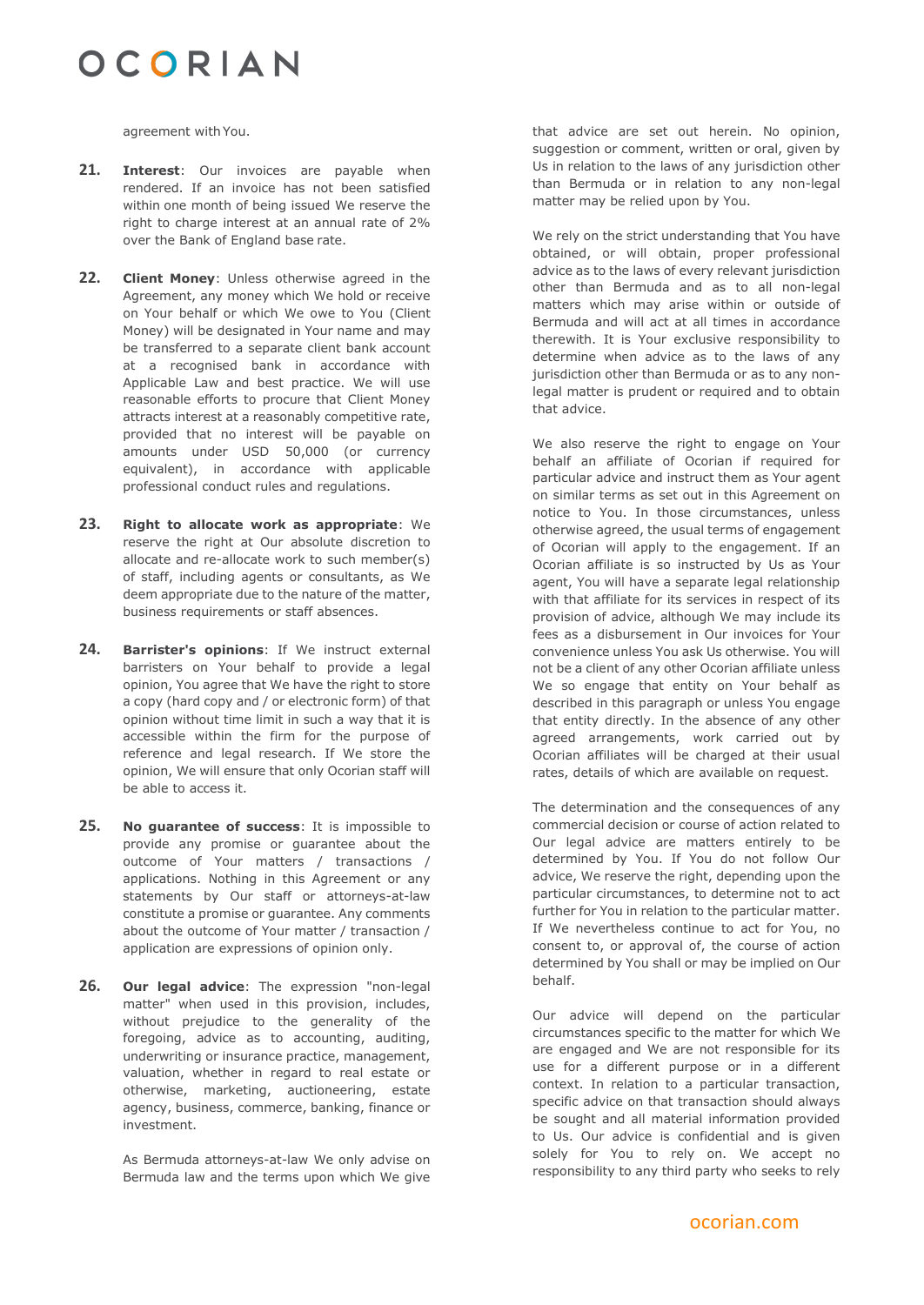agreement with You.

21. **Interest**: Our invoices are payable when rendered. If an invoice has not been satisfied within one month of being issued We reserve the right to charge interest at an annual rate of 2% over the Bank of England base rate.

22. **Client Money**: Unless otherwise agreed in the Agreement, any money which We hold or receive on Your behalf or which We owe to You (Client Money) will be designated in Your name and may be transferred to a separate client bank account at a recognised bank in accordance with Applicable Law and best practice. We will use reasonable efforts to procure that Client Money attracts interest at a reasonably competitive rate, provided that no interest will be payable on amounts under USD 50,000 (or currency equivalent), in accordance with applicable professional conduct rules and regulations.

23. **Right to allocate work as appropriate**: We reserve the right at Our absolute discretion to allocate and re-allocate work to such member(s) of staff, including agents or consultants, as We deem appropriate due to the nature of the matter, business requirements or staff absences.

24. **Barrister's opinions**: If We instruct external barristers on Your behalf to provide a legal opinion, You agree that We have the right to store a copy (hard copy and / or electronic form) of that opinion without time limit in such a way that it is accessible within the firm for the purpose of reference and legal research. If We store the opinion, We will ensure that only Ocorian staff will be able to access it.

25. **No guarantee of success**: It is impossible to provide any promise or guarantee about the outcome of Your matters / transactions / applications. Nothing in this Agreement or any statements by Our staff or attorneys-at-law constitute a promise or guarantee. Any comments about the outcome of Your matter / transaction / application are expressions of opinion only.

26. **Our legal advice**: The expression "non-legal matter" when used in this provision, includes, without prejudice to the generality of the foregoing, advice as to accounting, auditing, underwriting or insurance practice, management, valuation, whether in regard to real estate or otherwise, marketing, auctioneering, estate agency, business, commerce, banking, finance or investment.

As Bermuda attorneys-at-law We only advise on Bermuda law and the terms upon which We give that advice are set out herein. No opinion, suggestion or comment, written or oral, given by Us in relation to the laws of any jurisdiction other than Bermuda or in relation to any non-legal matter may be relied upon by You.

We rely on the strict understanding that You have obtained, or will obtain, proper professional advice as to the laws of every relevant jurisdiction other than Bermuda and as to all non-legal matters which may arise within or outside of Bermuda and will act at all times in accordance therewith. It is Your exclusive responsibility to determine when advice as to the laws of any jurisdiction other than Bermuda or as to any non-legal matter is prudent or required and to obtain that advice.

We also reserve the right to engage on Your behalf an affiliate of Ocorian if required for particular advice and instruct them as Your agent on similar terms as set out in this Agreement on notice to You. In those circumstances, unless otherwise agreed, the usual terms of engagement of Ocorian will apply to the engagement. If an Ocorian affiliate is so instructed by Us as Your agent, You will have a separate legal relationship with that affiliate for its services in respect of its provision of advice, although We may include its fees as a disbursement in Our invoices for Your convenience unless You ask Us otherwise. You will not be a client of any other Ocorian affiliate unless We so engage that entity on Your behalf as described in this paragraph or unless You engage that entity directly. In the absence of any other agreed arrangements, work carried out by Ocorian affiliates will be charged at their usual rates, details of which are available on request.

The determination and the consequences of any commercial decision or course of action related to Our legal advice are matters entirely to be determined by You. If You do not follow Our advice, We reserve the right, depending upon the particular circumstances, to determine not to act further for You in relation to the particular matter. If We nevertheless continue to act for You, no consent to, or approval of, the course of action determined by You shall or may be implied on Our behalf.

Our advice will depend on the particular circumstances specific to the matter for which We are engaged and We are not responsible for its use for a different purpose or in a different context. In relation to a particular transaction, specific advice on that transaction should always be sought and all material information provided to Us. Our advice is confidential and is given solely for You to rely on. We accept no responsibility to any third party who seeks to rely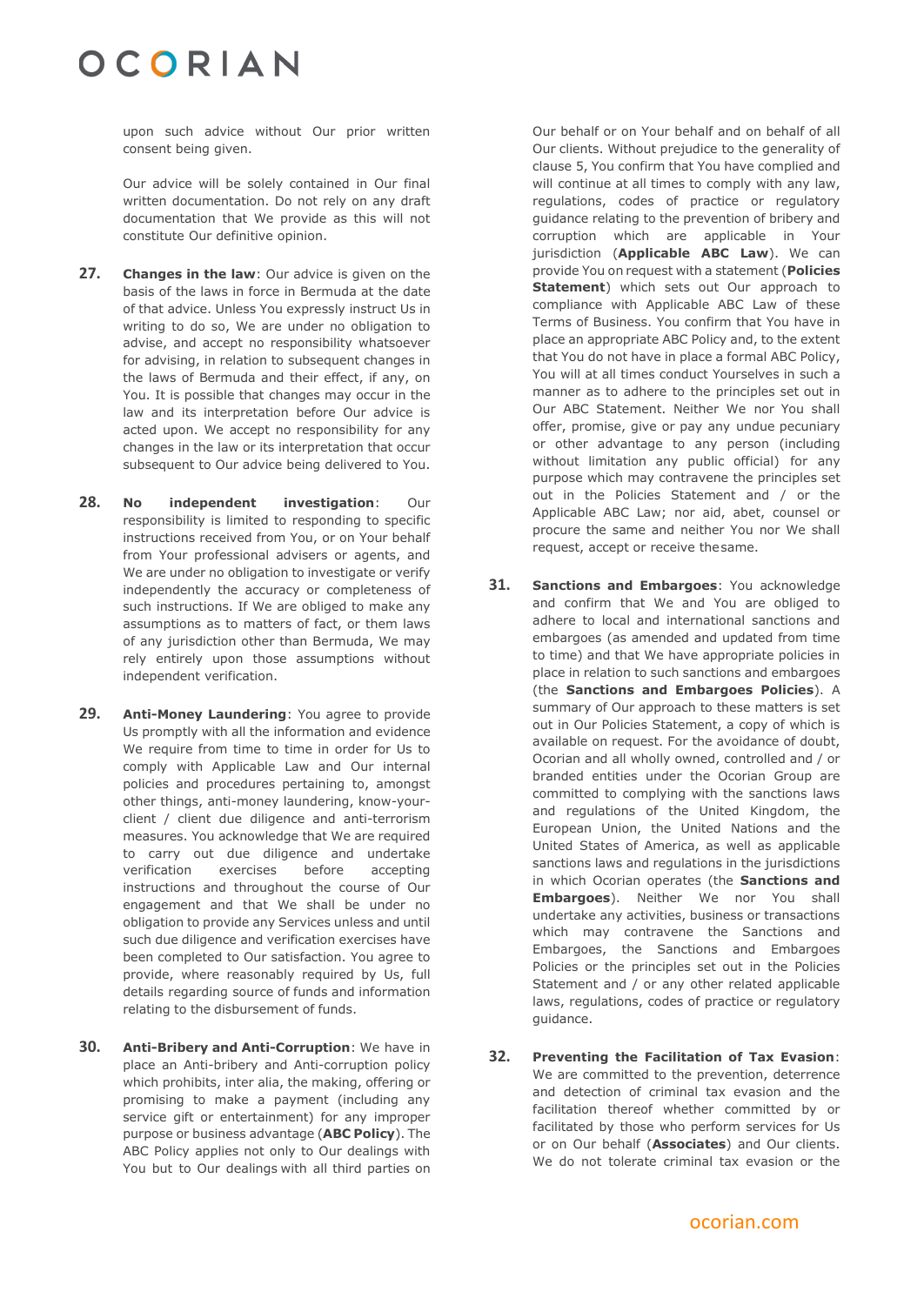upon such advice without Our prior written consent being given.

Our advice will be solely contained in Our final written documentation. Do not rely on any draft documentation that We provide as this will not constitute Our definitive opinion.

**27. Changes in the law**: Our advice is given on the basis of the laws in force in Bermuda at the date of that advice. Unless You expressly instruct Us in writing to do so, We are under no obligation to advise, and accept no responsibility whatsoever for advising, in relation to subsequent changes in the laws of Bermuda and their effect, if any, on You. It is possible that changes may occur in the law and its interpretation before Our advice is acted upon. We accept no responsibility for any changes in the law or its interpretation that occur subsequent to Our advice being delivered to You.

**28. No independent investigation**: Our responsibility is limited to responding to specific instructions received from You, or on Your behalf from Your professional advisers or agents, and We are under no obligation to investigate or verify independently the accuracy or completeness of such instructions. If We are obliged to make any assumptions as to matters of fact, or them laws of any jurisdiction other than Bermuda, We may rely entirely upon those assumptions without independent verification.

**29. Anti-Money Laundering**: You agree to provide Us promptly with all the information and evidence We require from time to time in order for Us to comply with Applicable Law and Our internal policies and procedures pertaining to, amongst other things, anti-money laundering, know-your-client / client due diligence and anti-terrorism measures. You acknowledge that We are required to carry out due diligence and undertake verification exercises before accepting instructions and throughout the course of Our engagement and that We shall be under no obligation to provide any Services unless and until such due diligence and verification exercises have been completed to Our satisfaction. You agree to provide, where reasonably required by Us, full details regarding source of funds and information relating to the disbursement of funds.

**30. Anti-Bribery and Anti-Corruption**: We have in place an Anti-bribery and Anti-corruption policy which prohibits, inter alia, the making, offering or promising to make a payment (including any service gift or entertainment) for any improper purpose or business advantage (**ABC Policy**). The ABC Policy applies not only to Our dealings with You but to Our dealings with all third parties on Our behalf or on Your behalf and on behalf of all Our clients. Without prejudice to the generality of clause 5, You confirm that You have complied and will continue at all times to comply with any law, regulations, codes of practice or regulatory guidance relating to the prevention of bribery and corruption which are applicable in Your jurisdiction (**Applicable ABC Law**). We can provide You on request with a statement (**Policies Statement**) which sets out Our approach to compliance with Applicable ABC Law of these Terms of Business. You confirm that You have in place an appropriate ABC Policy and, to the extent that You do not have in place a formal ABC Policy, You will at all times conduct Yourselves in such a manner as to adhere to the principles set out in Our ABC Statement. Neither We nor You shall offer, promise, give or pay any undue pecuniary or other advantage to any person (including without limitation any public official) for any purpose which may contravene the principles set out in the Policies Statement and / or the Applicable ABC Law; nor aid, abet, counsel or procure the same and neither You nor We shall request, accept or receive the same.

**31. Sanctions and Embargoes**: You acknowledge and confirm that We and You are obliged to adhere to local and international sanctions and embargoes (as amended and updated from time to time) and that We have appropriate policies in place in relation to such sanctions and embargoes (the **Sanctions and Embargoes Policies**). A summary of Our approach to these matters is set out in Our Policies Statement, a copy of which is available on request. For the avoidance of doubt, Ocorian and all wholly owned, controlled and / or branded entities under the Ocorian Group are committed to complying with the sanctions laws and regulations of the United Kingdom, the European Union, the United Nations and the United States of America, as well as applicable sanctions laws and regulations in the jurisdictions in which Ocorian operates (the **Sanctions and Embargoes**). Neither We nor You shall undertake any activities, business or transactions which may contravene the Sanctions and Embargoes, the Sanctions and Embargoes Policies or the principles set out in the Policies Statement and / or any other related applicable laws, regulations, codes of practice or regulatory guidance.

**32. Preventing the Facilitation of Tax Evasion**: We are committed to the prevention, deterrence and detection of criminal tax evasion and the facilitation thereof whether committed by or facilitated by those who perform services for Us or on Our behalf (**Associates**) and Our clients. We do not tolerate criminal tax evasion or the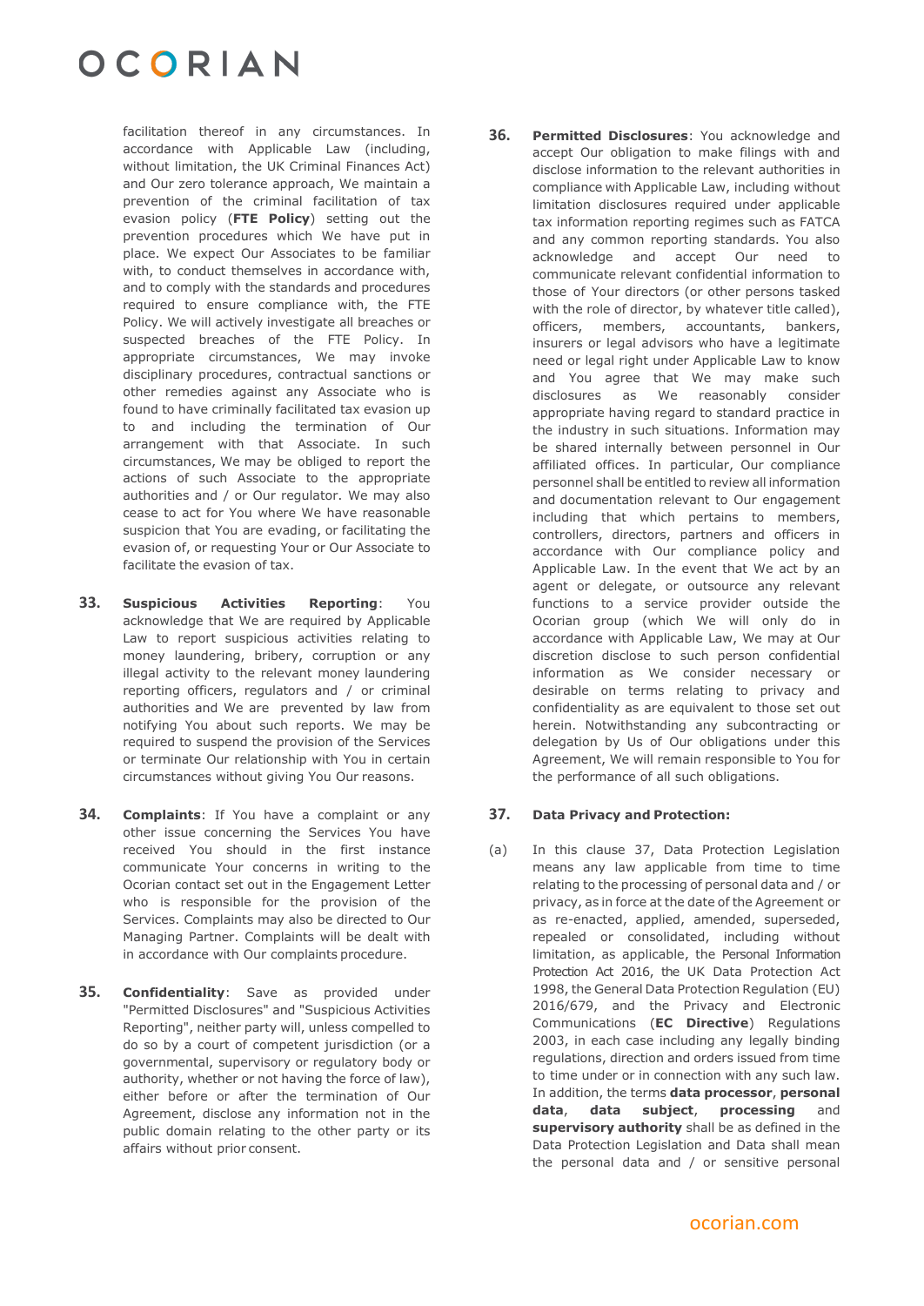facilitation thereof in any circumstances. In accordance with Applicable Law (including, without limitation, the UK Criminal Finances Act) and Our zero tolerance approach, We maintain a prevention of the criminal facilitation of tax evasion policy (**FTE Policy**) setting out the prevention procedures which We have put in place. We expect Our Associates to be familiar with, to conduct themselves in accordance with, and to comply with the standards and procedures required to ensure compliance with, the FTE Policy. We will actively investigate all breaches or suspected breaches of the FTE Policy. In appropriate circumstances, We may invoke disciplinary procedures, contractual sanctions or other remedies against any Associate who is found to have criminally facilitated tax evasion up to and including the termination of Our arrangement with that Associate. In such circumstances, We may be obliged to report the actions of such Associate to the appropriate authorities and / or Our regulator. We may also cease to act for You where We have reasonable suspicion that You are evading, or facilitating the evasion of, or requesting Your or Our Associate to facilitate the evasion of tax.

**33.** **Suspicious Activities Reporting**: You acknowledge that We are required by Applicable Law to report suspicious activities relating to money laundering, bribery, corruption or any illegal activity to the relevant money laundering reporting officers, regulators and / or criminal authorities and We are prevented by law from notifying You about such reports. We may be required to suspend the provision of the Services or terminate Our relationship with You in certain circumstances without giving You Our reasons.

**34.** **Complaints**: If You have a complaint or any other issue concerning the Services You have received You should in the first instance communicate Your concerns in writing to the Ocorian contact set out in the Engagement Letter who is responsible for the provision of the Services. Complaints may also be directed to Our Managing Partner. Complaints will be dealt with in accordance with Our complaints procedure.

**35.** **Confidentiality**: Save as provided under "Permitted Disclosures" and "Suspicious Activities Reporting", neither party will, unless compelled to do so by a court of competent jurisdiction (or a governmental, supervisory or regulatory body or authority, whether or not having the force of law), either before or after the termination of Our Agreement, disclose any information not in the public domain relating to the other party or its affairs without prior consent.

**36.** **Permitted Disclosures**: You acknowledge and accept Our obligation to make filings with and disclose information to the relevant authorities in compliance with Applicable Law, including without limitation disclosures required under applicable tax information reporting regimes such as FATCA and any common reporting standards. You also acknowledge and accept Our need to communicate relevant confidential information to those of Your directors (or other persons tasked with the role of director, by whatever title called), officers, members, accountants, bankers, insurers or legal advisors who have a legitimate need or legal right under Applicable Law to know and You agree that We may make such disclosures as We reasonably consider appropriate having regard to standard practice in the industry in such situations. Information may be shared internally between personnel in Our affiliated offices. In particular, Our compliance personnel shall be entitled to review all information and documentation relevant to Our engagement including that which pertains to members, controllers, directors, partners and officers in accordance with Our compliance policy and Applicable Law. In the event that We act by an agent or delegate, or outsource any relevant functions to a service provider outside the Ocorian group (which We will only do in accordance with Applicable Law, We may at Our discretion disclose to such person confidential information as We consider necessary or desirable on terms relating to privacy and confidentiality as are equivalent to those set out herein. Notwithstanding any subcontracting or delegation by Us of Our obligations under this Agreement, We will remain responsible to You for the performance of all such obligations.

**37.** **Data Privacy and Protection:**

(a) In this clause 37, Data Protection Legislation means any law applicable from time to time relating to the processing of personal data and / or privacy, as in force at the date of the Agreement or as re-enacted, applied, amended, superseded, repealed or consolidated, including without limitation, as applicable, the Personal Information Protection Act 2016, the UK Data Protection Act 1998, the General Data Protection Regulation (EU) 2016/679, and the Privacy and Electronic Communications (**EC Directive**) Regulations 2003, in each case including any legally binding regulations, direction and orders issued from time to time under or in connection with any such law. In addition, the terms **data processor**, **personal data**, **data subject**, **processing** and **supervisory authority** shall be as defined in the Data Protection Legislation and Data shall mean the personal data and / or sensitive personal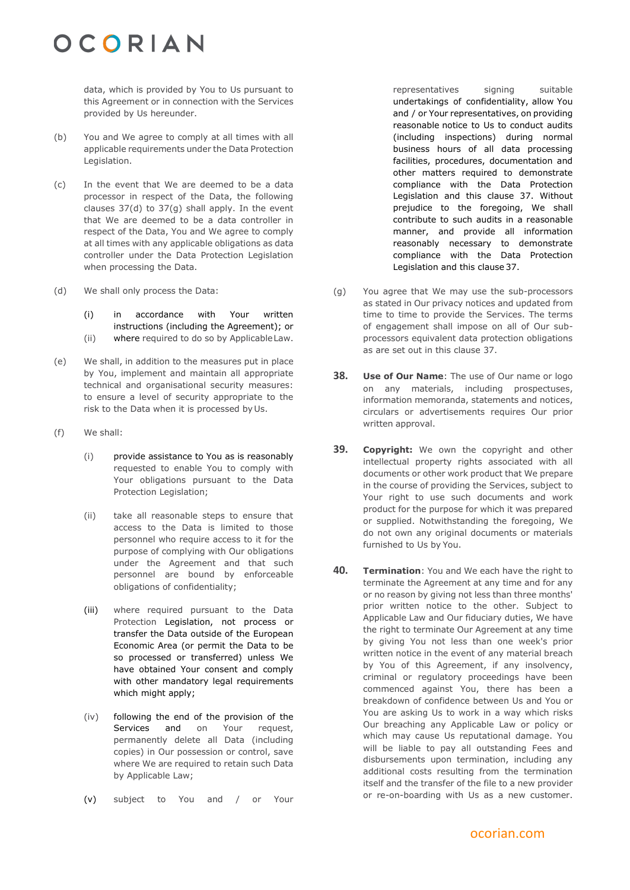data, which is provided by You to Us pursuant to this Agreement or in connection with the Services provided by Us hereunder.

(b) You and We agree to comply at all times with all applicable requirements under the Data Protection Legislation.

(c) In the event that We are deemed to be a data processor in respect of the Data, the following clauses 37(d) to 37(g) shall apply. In the event that We are deemed to be a data controller in respect of the Data, You and We agree to comply at all times with any applicable obligations as data controller under the Data Protection Legislation when processing the Data.

(d) We shall only process the Data:

   (i) in accordance with Your written instructions (including the Agreement); or
   (ii) where required to do so by Applicable Law.

(e) We shall, in addition to the measures put in place by You, implement and maintain all appropriate technical and organisational security measures: to ensure a level of security appropriate to the risk to the Data when it is processed by Us.

(f) We shall:

   (i) provide assistance to You as is reasonably requested to enable You to comply with Your obligations pursuant to the Data Protection Legislation;

   (ii) take all reasonable steps to ensure that access to the Data is limited to those personnel who require access to it for the purpose of complying with Our obligations under the Agreement and that such personnel are bound by enforceable obligations of confidentiality;

   (iii) where required pursuant to the Data Protection Legislation, not process or transfer the Data outside of the European Economic Area (or permit the Data to be so processed or transferred) unless We have obtained Your consent and comply with other mandatory legal requirements which might apply;

   (iv) following the end of the provision of the Services and on Your request, permanently delete all Data (including copies) in Our possession or control, save where We are required to retain such Data by Applicable Law;

   (v) subject to You and / or Your representatives signing suitable undertakings of confidentiality, allow You and / or Your representatives, on providing reasonable notice to Us to conduct audits (including inspections) during normal business hours of all data processing facilities, procedures, documentation and other matters required to demonstrate compliance with the Data Protection Legislation and this clause 37. Without prejudice to the foregoing, We shall contribute to such audits in a reasonable manner, and provide all information reasonably necessary to demonstrate compliance with the Data Protection Legislation and this clause 37.

(g) You agree that We may use the sub-processors as stated in Our privacy notices and updated from time to time to provide the Services. The terms of engagement shall impose on all of Our sub-processors equivalent data protection obligations as are set out in this clause 37.

**38. Use of Our Name**: The use of Our name or logo on any materials, including prospectuses, information memoranda, statements and notices, circulars or advertisements requires Our prior written approval.

**39. Copyright:** We own the copyright and other intellectual property rights associated with all documents or other work product that We prepare in the course of providing the Services, subject to Your right to use such documents and work product for the purpose for which it was prepared or supplied. Notwithstanding the foregoing, We do not own any original documents or materials furnished to Us by You.

**40. Termination**: You and We each have the right to terminate the Agreement at any time and for any or no reason by giving not less than three months' prior written notice to the other. Subject to Applicable Law and Our fiduciary duties, We have the right to terminate Our Agreement at any time by giving You not less than one week's prior written notice in the event of any material breach by You of this Agreement, if any insolvency, criminal or regulatory proceedings have been commenced against You, there has been a breakdown of confidence between Us and You or You are asking Us to work in a way which risks Our breaching any Applicable Law or policy or which may cause Us reputational damage. You will be liable to pay all outstanding Fees and disbursements upon termination, including any additional costs resulting from the termination itself and the transfer of the file to a new provider or re-on-boarding with Us as a new customer.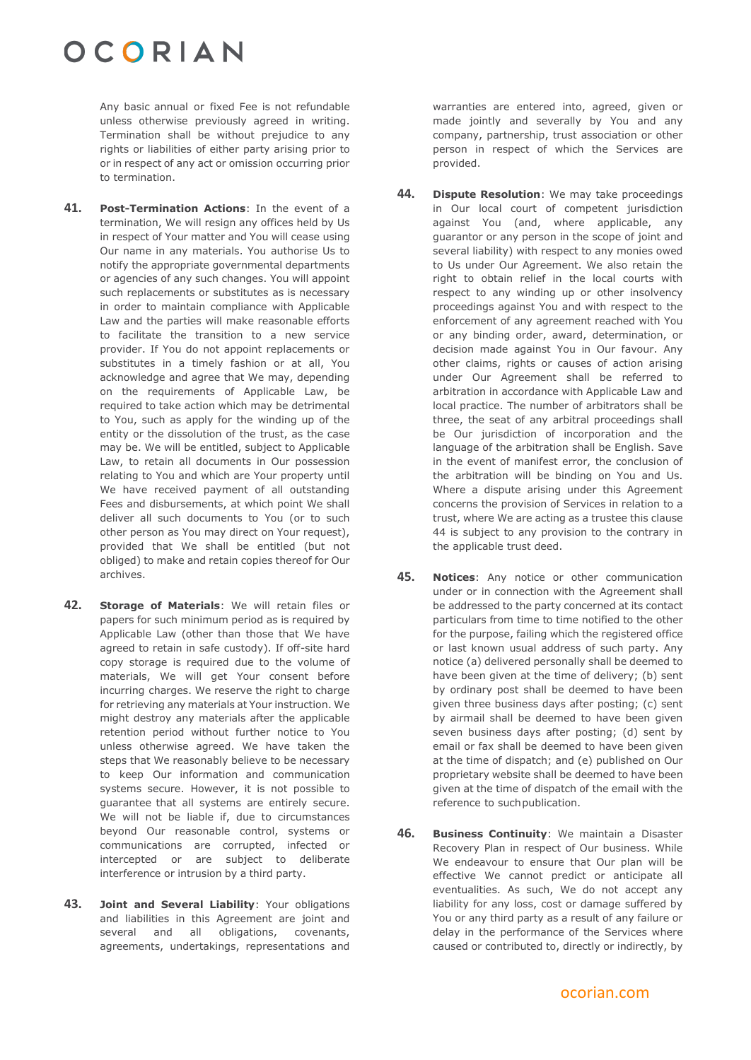Any basic annual or fixed Fee is not refundable unless otherwise previously agreed in writing. Termination shall be without prejudice to any rights or liabilities of either party arising prior to or in respect of any act or omission occurring prior to termination.

**41. Post-Termination Actions**: In the event of a termination, We will resign any offices held by Us in respect of Your matter and You will cease using Our name in any materials. You authorise Us to notify the appropriate governmental departments or agencies of any such changes. You will appoint such replacements or substitutes as is necessary in order to maintain compliance with Applicable Law and the parties will make reasonable efforts to facilitate the transition to a new service provider. If You do not appoint replacements or substitutes in a timely fashion or at all, You acknowledge and agree that We may, depending on the requirements of Applicable Law, be required to take action which may be detrimental to You, such as apply for the winding up of the entity or the dissolution of the trust, as the case may be. We will be entitled, subject to Applicable Law, to retain all documents in Our possession relating to You and which are Your property until We have received payment of all outstanding Fees and disbursements, at which point We shall deliver all such documents to You (or to such other person as You may direct on Your request), provided that We shall be entitled (but not obliged) to make and retain copies thereof for Our archives.

**42. Storage of Materials**: We will retain files or papers for such minimum period as is required by Applicable Law (other than those that We have agreed to retain in safe custody). If off-site hard copy storage is required due to the volume of materials, We will get Your consent before incurring charges. We reserve the right to charge for retrieving any materials at Your instruction. We might destroy any materials after the applicable retention period without further notice to You unless otherwise agreed. We have taken the steps that We reasonably believe to be necessary to keep Our information and communication systems secure. However, it is not possible to guarantee that all systems are entirely secure. We will not be liable if, due to circumstances beyond Our reasonable control, systems or communications are corrupted, infected or intercepted or are subject to deliberate interference or intrusion by a third party.

**43. Joint and Several Liability**: Your obligations and liabilities in this Agreement are joint and several and all obligations, covenants, agreements, undertakings, representations and warranties are entered into, agreed, given or made jointly and severally by You and any company, partnership, trust association or other person in respect of which the Services are provided.

**44. Dispute Resolution**: We may take proceedings in Our local court of competent jurisdiction against You (and, where applicable, any guarantor or any person in the scope of joint and several liability) with respect to any monies owed to Us under Our Agreement. We also retain the right to obtain relief in the local courts with respect to any winding up or other insolvency proceedings against You and with respect to the enforcement of any agreement reached with You or any binding order, award, determination, or decision made against You in Our favour. Any other claims, rights or causes of action arising under Our Agreement shall be referred to arbitration in accordance with Applicable Law and local practice. The number of arbitrators shall be three, the seat of any arbitral proceedings shall be Our jurisdiction of incorporation and the language of the arbitration shall be English. Save in the event of manifest error, the conclusion of the arbitration will be binding on You and Us. Where a dispute arising under this Agreement concerns the provision of Services in relation to a trust, where We are acting as a trustee this clause 44 is subject to any provision to the contrary in the applicable trust deed.

**45. Notices**: Any notice or other communication under or in connection with the Agreement shall be addressed to the party concerned at its contact particulars from time to time notified to the other for the purpose, failing which the registered office or last known usual address of such party. Any notice (a) delivered personally shall be deemed to have been given at the time of delivery; (b) sent by ordinary post shall be deemed to have been given three business days after posting; (c) sent by airmail shall be deemed to have been given seven business days after posting; (d) sent by email or fax shall be deemed to have been given at the time of dispatch; and (e) published on Our proprietary website shall be deemed to have been given at the time of dispatch of the email with the reference to such publication.

**46. Business Continuity**: We maintain a Disaster Recovery Plan in respect of Our business. While We endeavour to ensure that Our plan will be effective We cannot predict or anticipate all eventualities. As such, We do not accept any liability for any loss, cost or damage suffered by You or any third party as a result of any failure or delay in the performance of the Services where caused or contributed to, directly or indirectly, by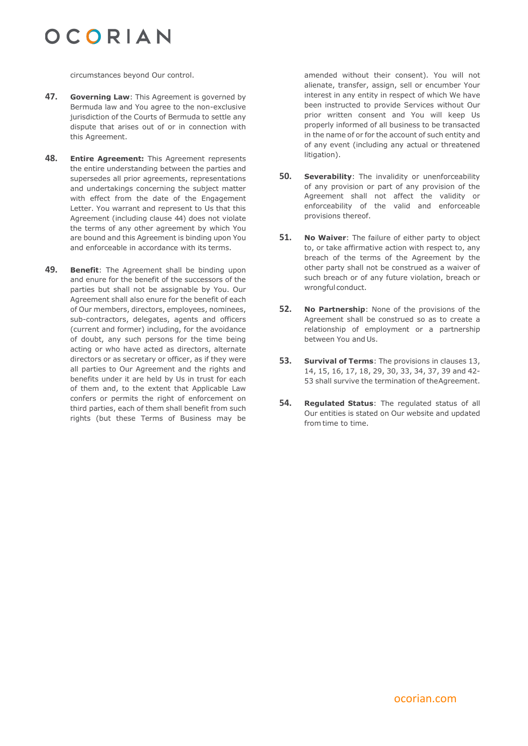circumstances beyond Our control.

**47.** **Governing Law**: This Agreement is governed by Bermuda law and You agree to the non-exclusive jurisdiction of the Courts of Bermuda to settle any dispute that arises out of or in connection with this Agreement.

**48.** **Entire Agreement:** This Agreement represents the entire understanding between the parties and supersedes all prior agreements, representations and undertakings concerning the subject matter with effect from the date of the Engagement Letter. You warrant and represent to Us that this Agreement (including clause 44) does not violate the terms of any other agreement by which You are bound and this Agreement is binding upon You and enforceable in accordance with its terms.

**49.** **Benefit**: The Agreement shall be binding upon and enure for the benefit of the successors of the parties but shall not be assignable by You. Our Agreement shall also enure for the benefit of each of Our members, directors, employees, nominees, sub-contractors, delegates, agents and officers (current and former) including, for the avoidance of doubt, any such persons for the time being acting or who have acted as directors, alternate directors or as secretary or officer, as if they were all parties to Our Agreement and the rights and benefits under it are held by Us in trust for each of them and, to the extent that Applicable Law confers or permits the right of enforcement on third parties, each of them shall benefit from such rights (but these Terms of Business may be amended without their consent). You will not alienate, transfer, assign, sell or encumber Your interest in any entity in respect of which We have been instructed to provide Services without Our prior written consent and You will keep Us properly informed of all business to be transacted in the name of or for the account of such entity and of any event (including any actual or threatened litigation).

**50.** **Severability**: The invalidity or unenforceability of any provision or part of any provision of the Agreement shall not affect the validity or enforceability of the valid and enforceable provisions thereof.

**51.** **No Waiver**: The failure of either party to object to, or take affirmative action with respect to, any breach of the terms of the Agreement by the other party shall not be construed as a waiver of such breach or of any future violation, breach or wrongful conduct.

**52.** **No Partnership**: None of the provisions of the Agreement shall be construed so as to create a relationship of employment or a partnership between You and Us.

**53.** **Survival of Terms**: The provisions in clauses 13, 14, 15, 16, 17, 18, 29, 30, 33, 34, 37, 39 and 42-53 shall survive the termination of the Agreement.

**54.** **Regulated Status**: The regulated status of all Our entities is stated on Our website and updated from time to time.